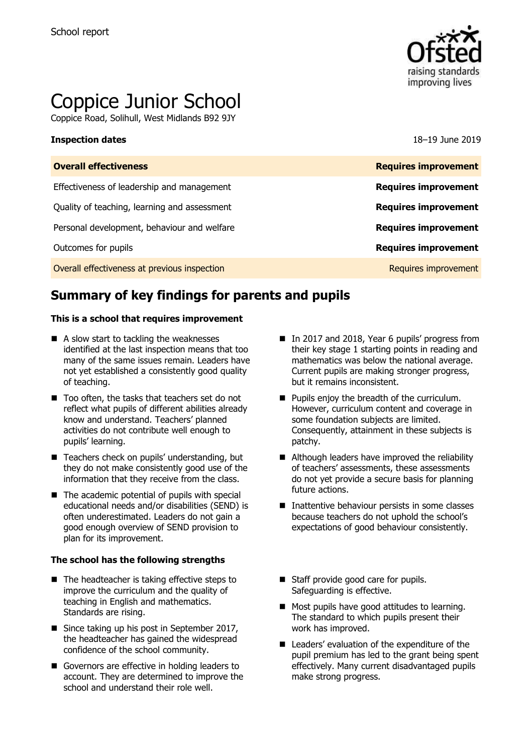School report

# Coppice Junior School

Coppice Road, Solihull, West Midlands B92 9JY

| **Inspection dates** | 18–19 June 2019 |
|---|---|
| **Overall effectiveness** | **Requires improvement** |
| Effectiveness of leadership and management | **Requires improvement** |
| Quality of teaching, learning and assessment | **Requires improvement** |
| Personal development, behaviour and welfare | **Requires improvement** |
| Outcomes for pupils | **Requires improvement** |
| Overall effectiveness at previous inspection | Requires improvement |

## Summary of key findings for parents and pupils

**This is a school that requires improvement**

- A slow start to tackling the weaknesses identified at the last inspection means that too many of the same issues remain. Leaders have not yet established a consistently good quality of teaching.
- Too often, the tasks that teachers set do not reflect what pupils of different abilities already know and understand. Teachers' planned activities do not contribute well enough to pupils' learning.
- Teachers check on pupils' understanding, but they do not make consistently good use of the information that they receive from the class.
- The academic potential of pupils with special educational needs and/or disabilities (SEND) is often underestimated. Leaders do not gain a good enough overview of SEND provision to plan for its improvement.
- In 2017 and 2018, Year 6 pupils' progress from their key stage 1 starting points in reading and mathematics was below the national average. Current pupils are making stronger progress, but it remains inconsistent.
- Pupils enjoy the breadth of the curriculum. However, curriculum content and coverage in some foundation subjects are limited. Consequently, attainment in these subjects is patchy.
- Although leaders have improved the reliability of teachers' assessments, these assessments do not yet provide a secure basis for planning future actions.
- Inattentive behaviour persists in some classes because teachers do not uphold the school's expectations of good behaviour consistently.

**The school has the following strengths**

- The headteacher is taking effective steps to improve the curriculum and the quality of teaching in English and mathematics. Standards are rising.
- Since taking up his post in September 2017, the headteacher has gained the widespread confidence of the school community.
- Governors are effective in holding leaders to account. They are determined to improve the school and understand their role well.
- Staff provide good care for pupils. Safeguarding is effective.
- Most pupils have good attitudes to learning. The standard to which pupils present their work has improved.
- Leaders' evaluation of the expenditure of the pupil premium has led to the grant being spent effectively. Many current disadvantaged pupils make strong progress.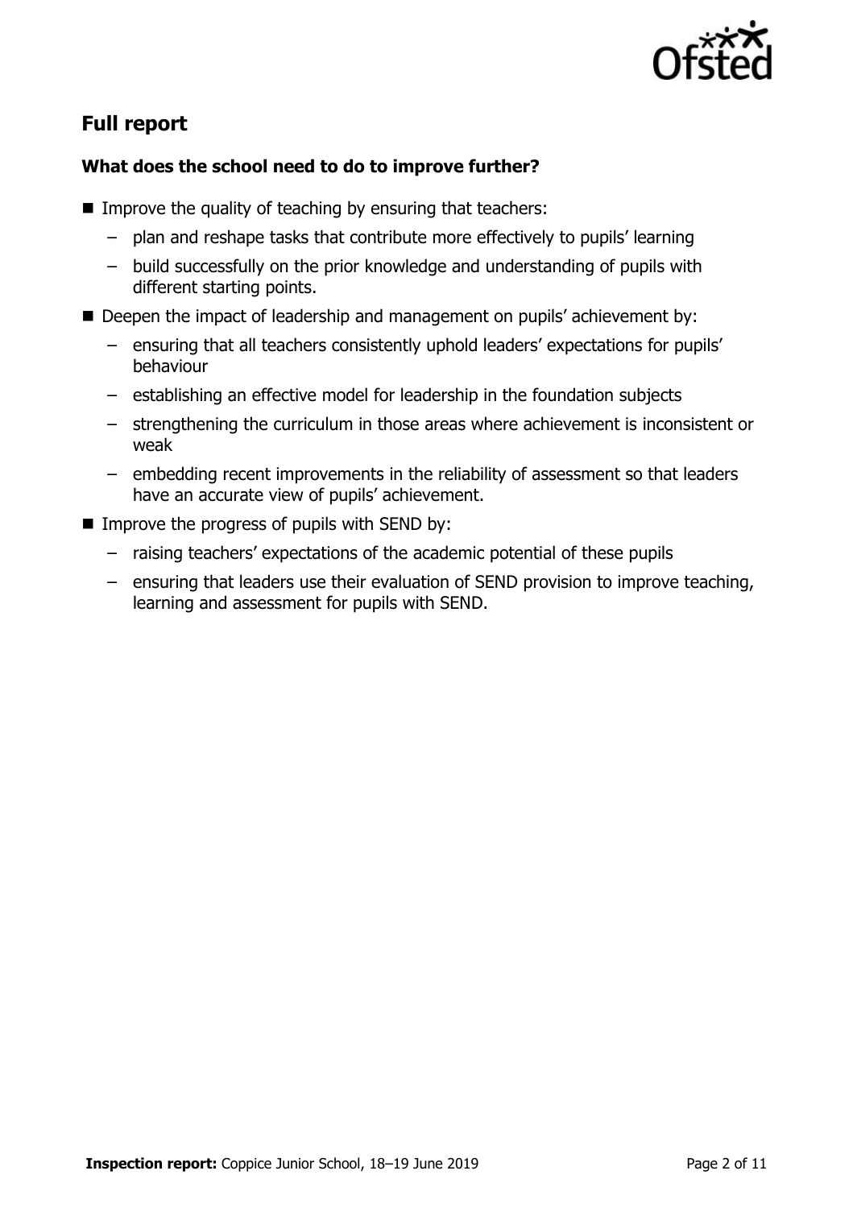## Full report

### What does the school need to do to improve further?

- Improve the quality of teaching by ensuring that teachers:
  - plan and reshape tasks that contribute more effectively to pupils' learning
  - build successfully on the prior knowledge and understanding of pupils with different starting points.
- Deepen the impact of leadership and management on pupils' achievement by:
  - ensuring that all teachers consistently uphold leaders' expectations for pupils' behaviour
  - establishing an effective model for leadership in the foundation subjects
  - strengthening the curriculum in those areas where achievement is inconsistent or weak
  - embedding recent improvements in the reliability of assessment so that leaders have an accurate view of pupils' achievement.
- Improve the progress of pupils with SEND by:
  - raising teachers' expectations of the academic potential of these pupils
  - ensuring that leaders use their evaluation of SEND provision to improve teaching, learning and assessment for pupils with SEND.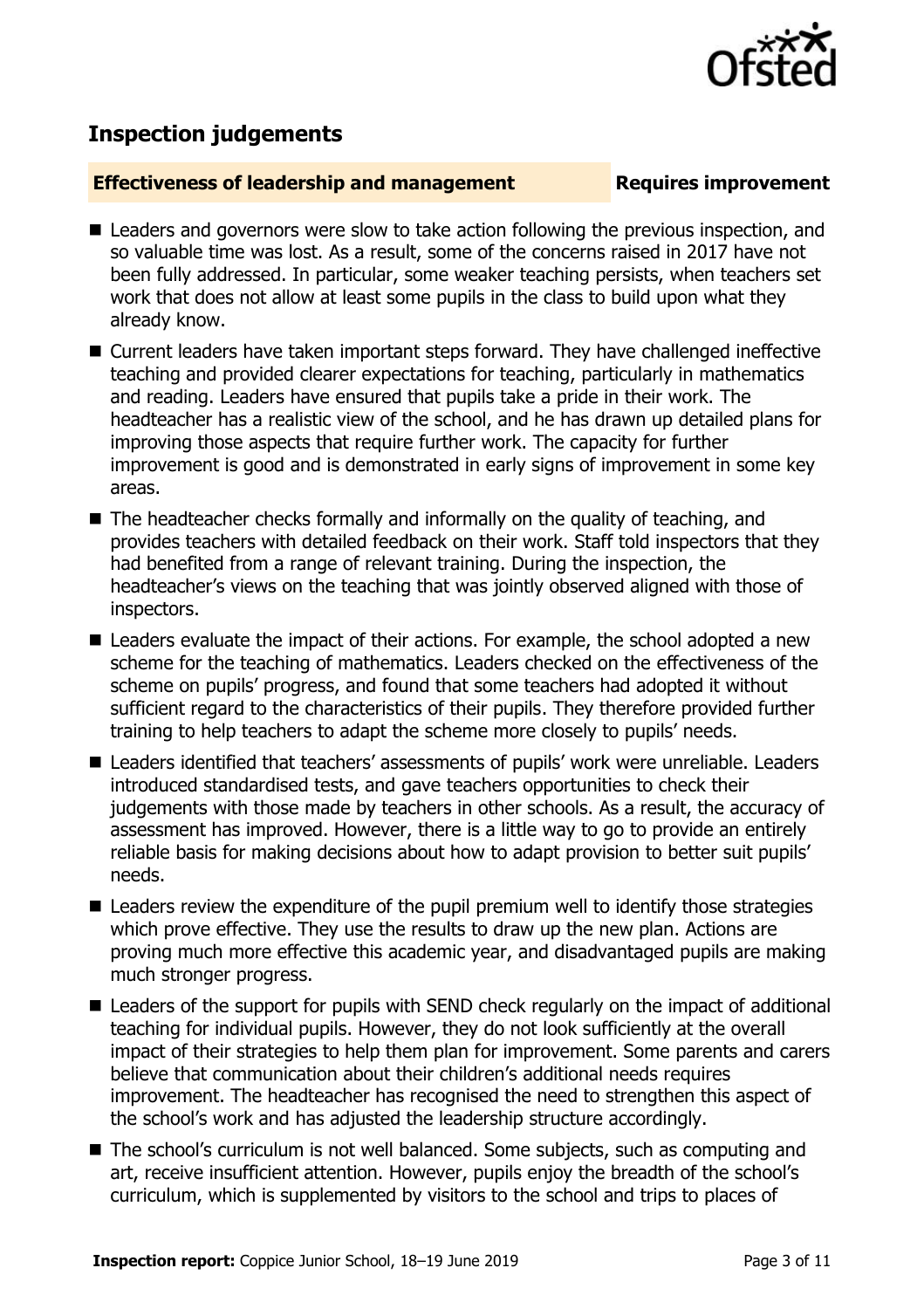## Inspection judgements

**Effectiveness of leadership and management** **Requires improvement**

- Leaders and governors were slow to take action following the previous inspection, and so valuable time was lost. As a result, some of the concerns raised in 2017 have not been fully addressed. In particular, some weaker teaching persists, when teachers set work that does not allow at least some pupils in the class to build upon what they already know.
- Current leaders have taken important steps forward. They have challenged ineffective teaching and provided clearer expectations for teaching, particularly in mathematics and reading. Leaders have ensured that pupils take a pride in their work. The headteacher has a realistic view of the school, and he has drawn up detailed plans for improving those aspects that require further work. The capacity for further improvement is good and is demonstrated in early signs of improvement in some key areas.
- The headteacher checks formally and informally on the quality of teaching, and provides teachers with detailed feedback on their work. Staff told inspectors that they had benefited from a range of relevant training. During the inspection, the headteacher's views on the teaching that was jointly observed aligned with those of inspectors.
- Leaders evaluate the impact of their actions. For example, the school adopted a new scheme for the teaching of mathematics. Leaders checked on the effectiveness of the scheme on pupils' progress, and found that some teachers had adopted it without sufficient regard to the characteristics of their pupils. They therefore provided further training to help teachers to adapt the scheme more closely to pupils' needs.
- Leaders identified that teachers' assessments of pupils' work were unreliable. Leaders introduced standardised tests, and gave teachers opportunities to check their judgements with those made by teachers in other schools. As a result, the accuracy of assessment has improved. However, there is a little way to go to provide an entirely reliable basis for making decisions about how to adapt provision to better suit pupils' needs.
- Leaders review the expenditure of the pupil premium well to identify those strategies which prove effective. They use the results to draw up the new plan. Actions are proving much more effective this academic year, and disadvantaged pupils are making much stronger progress.
- Leaders of the support for pupils with SEND check regularly on the impact of additional teaching for individual pupils. However, they do not look sufficiently at the overall impact of their strategies to help them plan for improvement. Some parents and carers believe that communication about their children's additional needs requires improvement. The headteacher has recognised the need to strengthen this aspect of the school's work and has adjusted the leadership structure accordingly.
- The school's curriculum is not well balanced. Some subjects, such as computing and art, receive insufficient attention. However, pupils enjoy the breadth of the school's curriculum, which is supplemented by visitors to the school and trips to places of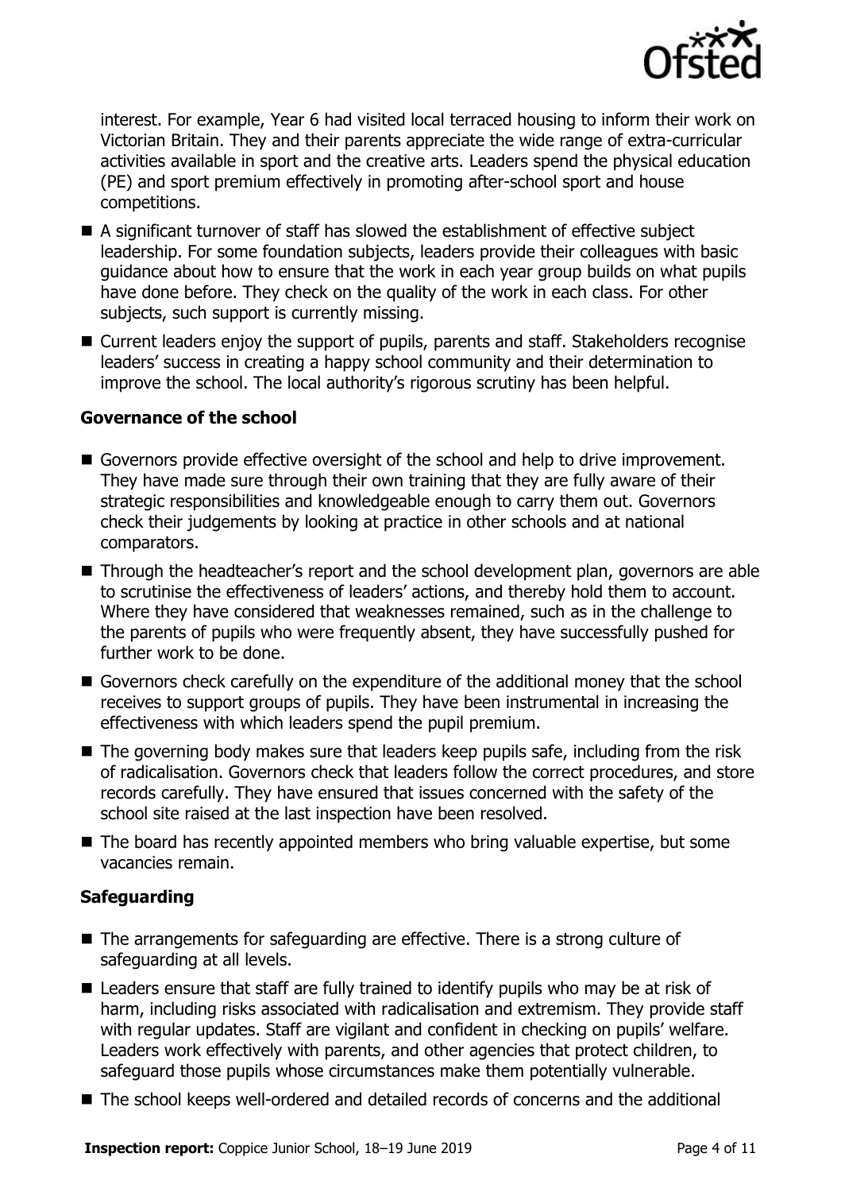interest. For example, Year 6 had visited local terraced housing to inform their work on Victorian Britain. They and their parents appreciate the wide range of extra-curricular activities available in sport and the creative arts. Leaders spend the physical education (PE) and sport premium effectively in promoting after-school sport and house competitions.

- A significant turnover of staff has slowed the establishment of effective subject leadership. For some foundation subjects, leaders provide their colleagues with basic guidance about how to ensure that the work in each year group builds on what pupils have done before. They check on the quality of the work in each class. For other subjects, such support is currently missing.
- Current leaders enjoy the support of pupils, parents and staff. Stakeholders recognise leaders' success in creating a happy school community and their determination to improve the school. The local authority's rigorous scrutiny has been helpful.

### Governance of the school

- Governors provide effective oversight of the school and help to drive improvement. They have made sure through their own training that they are fully aware of their strategic responsibilities and knowledgeable enough to carry them out. Governors check their judgements by looking at practice in other schools and at national comparators.
- Through the headteacher's report and the school development plan, governors are able to scrutinise the effectiveness of leaders' actions, and thereby hold them to account. Where they have considered that weaknesses remained, such as in the challenge to the parents of pupils who were frequently absent, they have successfully pushed for further work to be done.
- Governors check carefully on the expenditure of the additional money that the school receives to support groups of pupils. They have been instrumental in increasing the effectiveness with which leaders spend the pupil premium.
- The governing body makes sure that leaders keep pupils safe, including from the risk of radicalisation. Governors check that leaders follow the correct procedures, and store records carefully. They have ensured that issues concerned with the safety of the school site raised at the last inspection have been resolved.
- The board has recently appointed members who bring valuable expertise, but some vacancies remain.

### Safeguarding

- The arrangements for safeguarding are effective. There is a strong culture of safeguarding at all levels.
- Leaders ensure that staff are fully trained to identify pupils who may be at risk of harm, including risks associated with radicalisation and extremism. They provide staff with regular updates. Staff are vigilant and confident in checking on pupils' welfare. Leaders work effectively with parents, and other agencies that protect children, to safeguard those pupils whose circumstances make them potentially vulnerable.
- The school keeps well-ordered and detailed records of concerns and the additional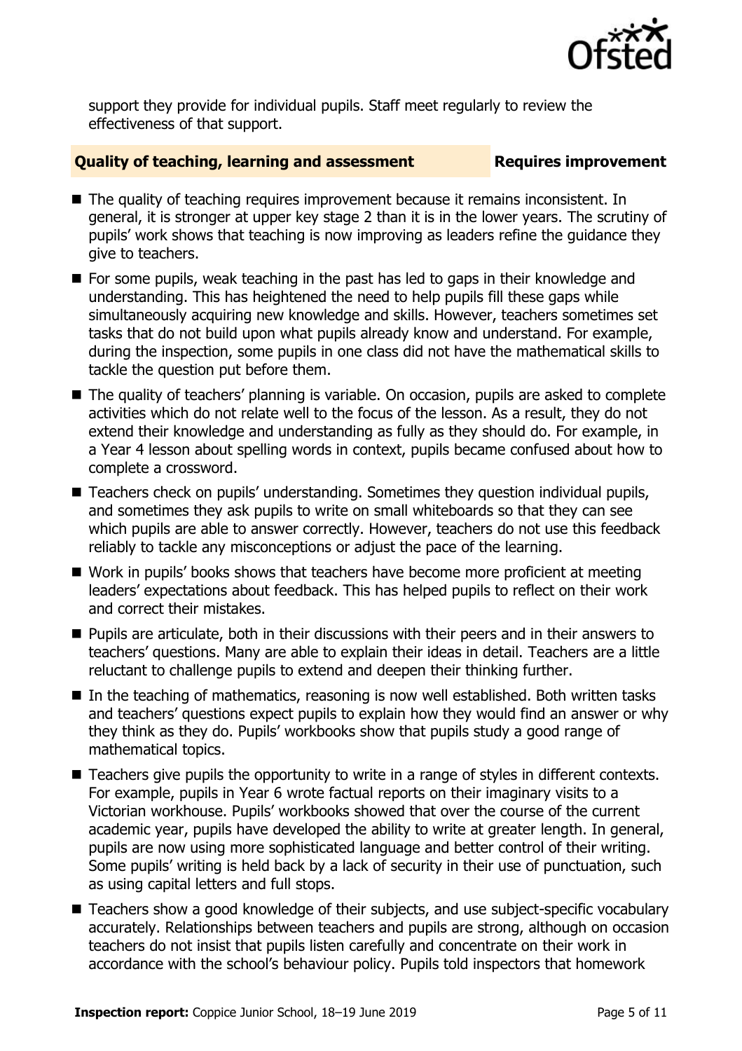support they provide for individual pupils. Staff meet regularly to review the effectiveness of that support.

## Quality of teaching, learning and assessment — Requires improvement

- The quality of teaching requires improvement because it remains inconsistent. In general, it is stronger at upper key stage 2 than it is in the lower years. The scrutiny of pupils' work shows that teaching is now improving as leaders refine the guidance they give to teachers.
- For some pupils, weak teaching in the past has led to gaps in their knowledge and understanding. This has heightened the need to help pupils fill these gaps while simultaneously acquiring new knowledge and skills. However, teachers sometimes set tasks that do not build upon what pupils already know and understand. For example, during the inspection, some pupils in one class did not have the mathematical skills to tackle the question put before them.
- The quality of teachers' planning is variable. On occasion, pupils are asked to complete activities which do not relate well to the focus of the lesson. As a result, they do not extend their knowledge and understanding as fully as they should do. For example, in a Year 4 lesson about spelling words in context, pupils became confused about how to complete a crossword.
- Teachers check on pupils' understanding. Sometimes they question individual pupils, and sometimes they ask pupils to write on small whiteboards so that they can see which pupils are able to answer correctly. However, teachers do not use this feedback reliably to tackle any misconceptions or adjust the pace of the learning.
- Work in pupils' books shows that teachers have become more proficient at meeting leaders' expectations about feedback. This has helped pupils to reflect on their work and correct their mistakes.
- Pupils are articulate, both in their discussions with their peers and in their answers to teachers' questions. Many are able to explain their ideas in detail. Teachers are a little reluctant to challenge pupils to extend and deepen their thinking further.
- In the teaching of mathematics, reasoning is now well established. Both written tasks and teachers' questions expect pupils to explain how they would find an answer or why they think as they do. Pupils' workbooks show that pupils study a good range of mathematical topics.
- Teachers give pupils the opportunity to write in a range of styles in different contexts. For example, pupils in Year 6 wrote factual reports on their imaginary visits to a Victorian workhouse. Pupils' workbooks showed that over the course of the current academic year, pupils have developed the ability to write at greater length. In general, pupils are now using more sophisticated language and better control of their writing. Some pupils' writing is held back by a lack of security in their use of punctuation, such as using capital letters and full stops.
- Teachers show a good knowledge of their subjects, and use subject-specific vocabulary accurately. Relationships between teachers and pupils are strong, although on occasion teachers do not insist that pupils listen carefully and concentrate on their work in accordance with the school's behaviour policy. Pupils told inspectors that homework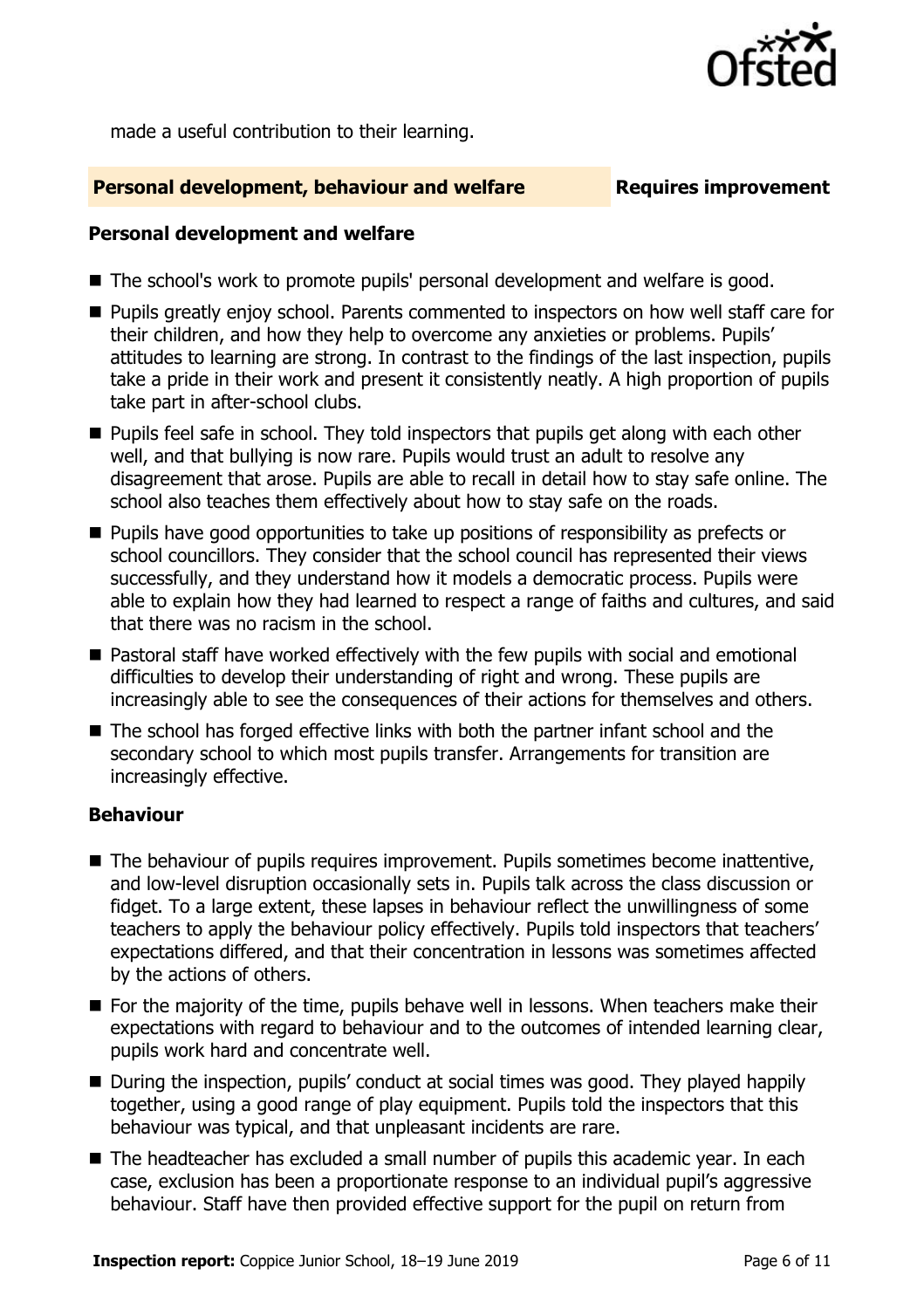made a useful contribution to their learning.

## Personal development, behaviour and welfare — Requires improvement

### Personal development and welfare

- The school's work to promote pupils' personal development and welfare is good.
- Pupils greatly enjoy school. Parents commented to inspectors on how well staff care for their children, and how they help to overcome any anxieties or problems. Pupils' attitudes to learning are strong. In contrast to the findings of the last inspection, pupils take a pride in their work and present it consistently neatly. A high proportion of pupils take part in after-school clubs.
- Pupils feel safe in school. They told inspectors that pupils get along with each other well, and that bullying is now rare. Pupils would trust an adult to resolve any disagreement that arose. Pupils are able to recall in detail how to stay safe online. The school also teaches them effectively about how to stay safe on the roads.
- Pupils have good opportunities to take up positions of responsibility as prefects or school councillors. They consider that the school council has represented their views successfully, and they understand how it models a democratic process. Pupils were able to explain how they had learned to respect a range of faiths and cultures, and said that there was no racism in the school.
- Pastoral staff have worked effectively with the few pupils with social and emotional difficulties to develop their understanding of right and wrong. These pupils are increasingly able to see the consequences of their actions for themselves and others.
- The school has forged effective links with both the partner infant school and the secondary school to which most pupils transfer. Arrangements for transition are increasingly effective.

### Behaviour

- The behaviour of pupils requires improvement. Pupils sometimes become inattentive, and low-level disruption occasionally sets in. Pupils talk across the class discussion or fidget. To a large extent, these lapses in behaviour reflect the unwillingness of some teachers to apply the behaviour policy effectively. Pupils told inspectors that teachers' expectations differed, and that their concentration in lessons was sometimes affected by the actions of others.
- For the majority of the time, pupils behave well in lessons. When teachers make their expectations with regard to behaviour and to the outcomes of intended learning clear, pupils work hard and concentrate well.
- During the inspection, pupils' conduct at social times was good. They played happily together, using a good range of play equipment. Pupils told the inspectors that this behaviour was typical, and that unpleasant incidents are rare.
- The headteacher has excluded a small number of pupils this academic year. In each case, exclusion has been a proportionate response to an individual pupil's aggressive behaviour. Staff have then provided effective support for the pupil on return from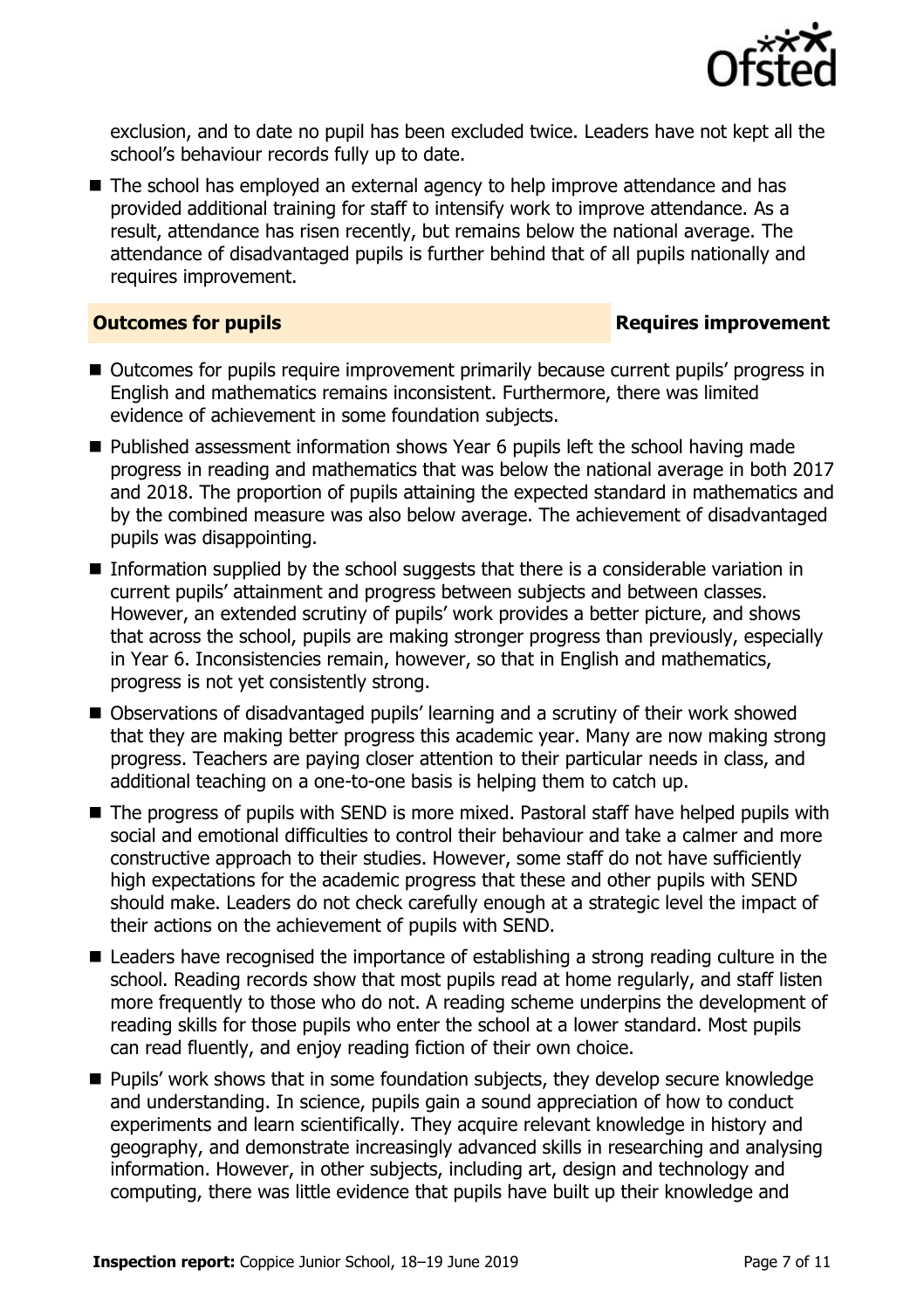exclusion, and to date no pupil has been excluded twice. Leaders have not kept all the school's behaviour records fully up to date.

- The school has employed an external agency to help improve attendance and has provided additional training for staff to intensify work to improve attendance. As a result, attendance has risen recently, but remains below the national average. The attendance of disadvantaged pupils is further behind that of all pupils nationally and requires improvement.

## Outcomes for pupils — Requires improvement

- Outcomes for pupils require improvement primarily because current pupils' progress in English and mathematics remains inconsistent. Furthermore, there was limited evidence of achievement in some foundation subjects.
- Published assessment information shows Year 6 pupils left the school having made progress in reading and mathematics that was below the national average in both 2017 and 2018. The proportion of pupils attaining the expected standard in mathematics and by the combined measure was also below average. The achievement of disadvantaged pupils was disappointing.
- Information supplied by the school suggests that there is a considerable variation in current pupils' attainment and progress between subjects and between classes. However, an extended scrutiny of pupils' work provides a better picture, and shows that across the school, pupils are making stronger progress than previously, especially in Year 6. Inconsistencies remain, however, so that in English and mathematics, progress is not yet consistently strong.
- Observations of disadvantaged pupils' learning and a scrutiny of their work showed that they are making better progress this academic year. Many are now making strong progress. Teachers are paying closer attention to their particular needs in class, and additional teaching on a one-to-one basis is helping them to catch up.
- The progress of pupils with SEND is more mixed. Pastoral staff have helped pupils with social and emotional difficulties to control their behaviour and take a calmer and more constructive approach to their studies. However, some staff do not have sufficiently high expectations for the academic progress that these and other pupils with SEND should make. Leaders do not check carefully enough at a strategic level the impact of their actions on the achievement of pupils with SEND.
- Leaders have recognised the importance of establishing a strong reading culture in the school. Reading records show that most pupils read at home regularly, and staff listen more frequently to those who do not. A reading scheme underpins the development of reading skills for those pupils who enter the school at a lower standard. Most pupils can read fluently, and enjoy reading fiction of their own choice.
- Pupils' work shows that in some foundation subjects, they develop secure knowledge and understanding. In science, pupils gain a sound appreciation of how to conduct experiments and learn scientifically. They acquire relevant knowledge in history and geography, and demonstrate increasingly advanced skills in researching and analysing information. However, in other subjects, including art, design and technology and computing, there was little evidence that pupils have built up their knowledge and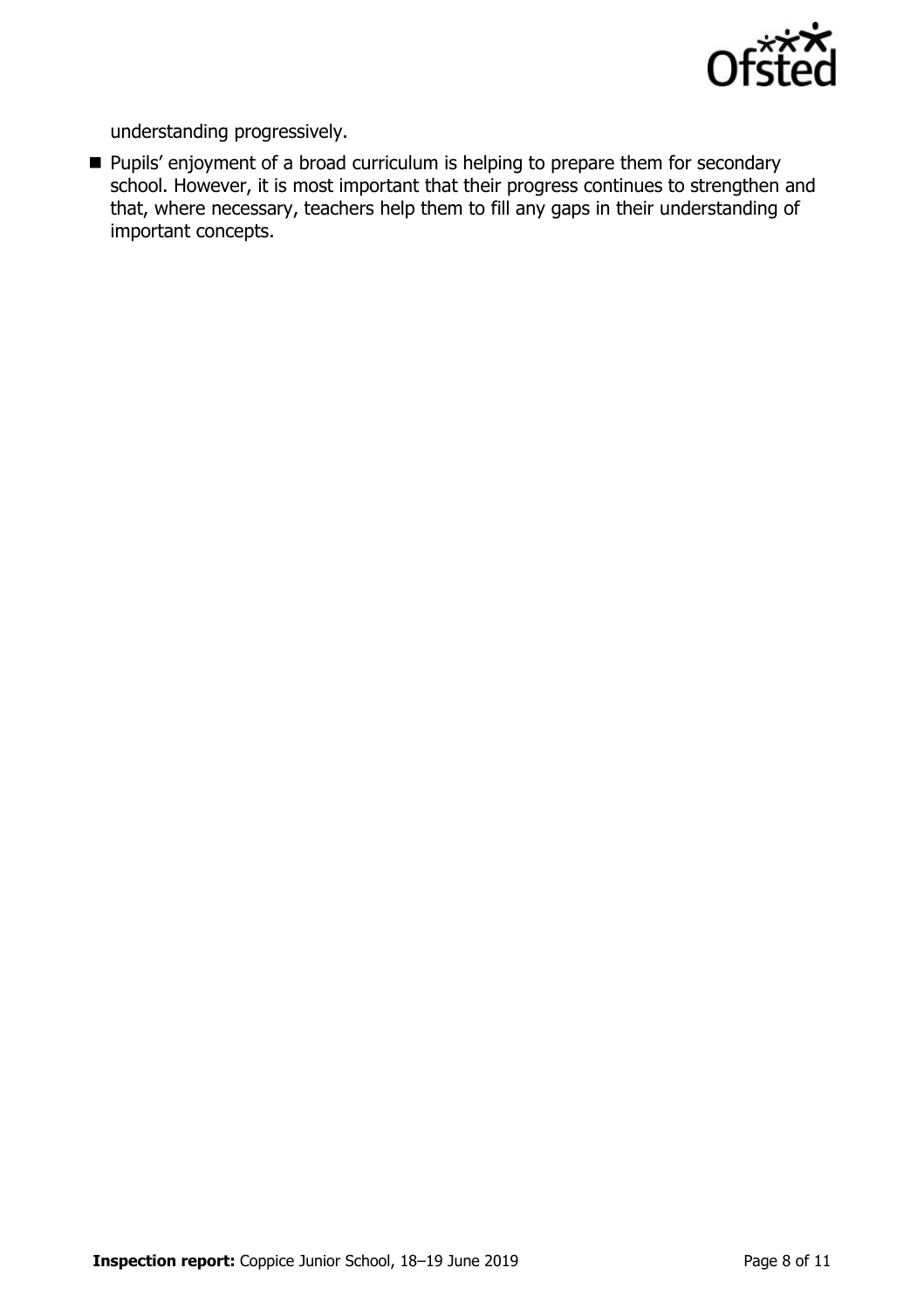understanding progressively.

- Pupils' enjoyment of a broad curriculum is helping to prepare them for secondary school. However, it is most important that their progress continues to strengthen and that, where necessary, teachers help them to fill any gaps in their understanding of important concepts.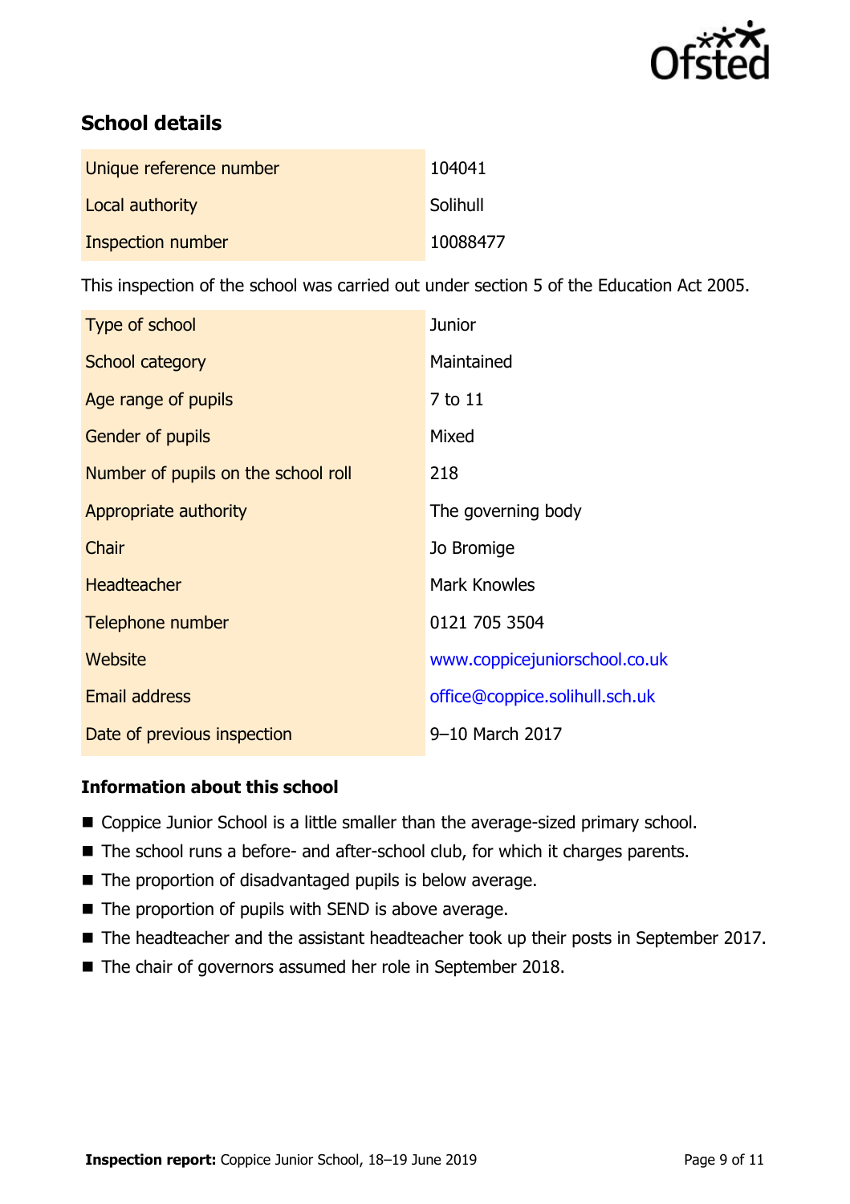## School details

| | |
|---|---|
| Unique reference number | 104041 |
| Local authority | Solihull |
| Inspection number | 10088477 |

This inspection of the school was carried out under section 5 of the Education Act 2005.

| | |
|---|---|
| Type of school | Junior |
| School category | Maintained |
| Age range of pupils | 7 to 11 |
| Gender of pupils | Mixed |
| Number of pupils on the school roll | 218 |
| Appropriate authority | The governing body |
| Chair | Jo Bromige |
| Headteacher | Mark Knowles |
| Telephone number | 0121 705 3504 |
| Website | www.coppicejuniorschool.co.uk |
| Email address | office@coppice.solihull.sch.uk |
| Date of previous inspection | 9–10 March 2017 |

### Information about this school

- Coppice Junior School is a little smaller than the average-sized primary school.
- The school runs a before- and after-school club, for which it charges parents.
- The proportion of disadvantaged pupils is below average.
- The proportion of pupils with SEND is above average.
- The headteacher and the assistant headteacher took up their posts in September 2017.
- The chair of governors assumed her role in September 2018.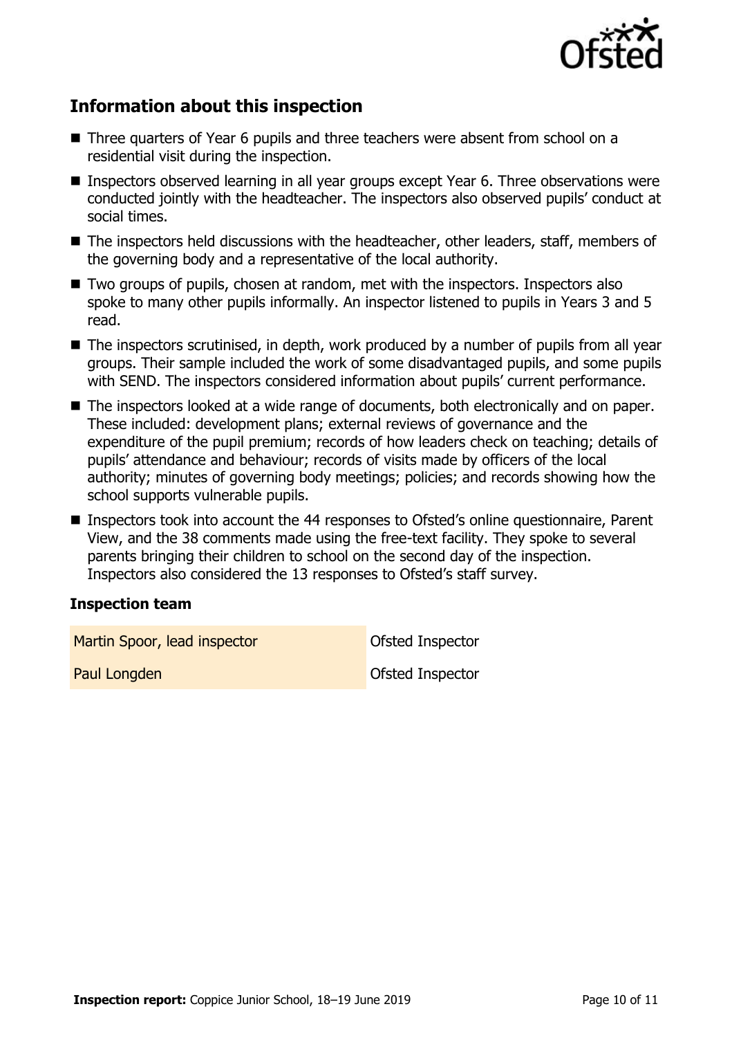## Information about this inspection

- Three quarters of Year 6 pupils and three teachers were absent from school on a residential visit during the inspection.
- Inspectors observed learning in all year groups except Year 6. Three observations were conducted jointly with the headteacher. The inspectors also observed pupils' conduct at social times.
- The inspectors held discussions with the headteacher, other leaders, staff, members of the governing body and a representative of the local authority.
- Two groups of pupils, chosen at random, met with the inspectors. Inspectors also spoke to many other pupils informally. An inspector listened to pupils in Years 3 and 5 read.
- The inspectors scrutinised, in depth, work produced by a number of pupils from all year groups. Their sample included the work of some disadvantaged pupils, and some pupils with SEND. The inspectors considered information about pupils' current performance.
- The inspectors looked at a wide range of documents, both electronically and on paper. These included: development plans; external reviews of governance and the expenditure of the pupil premium; records of how leaders check on teaching; details of pupils' attendance and behaviour; records of visits made by officers of the local authority; minutes of governing body meetings; policies; and records showing how the school supports vulnerable pupils.
- Inspectors took into account the 44 responses to Ofsted's online questionnaire, Parent View, and the 38 comments made using the free-text facility. They spoke to several parents bringing their children to school on the second day of the inspection. Inspectors also considered the 13 responses to Ofsted's staff survey.

### Inspection team

| | |
|---|---|
| Martin Spoor, lead inspector | Ofsted Inspector |
| Paul Longden | Ofsted Inspector |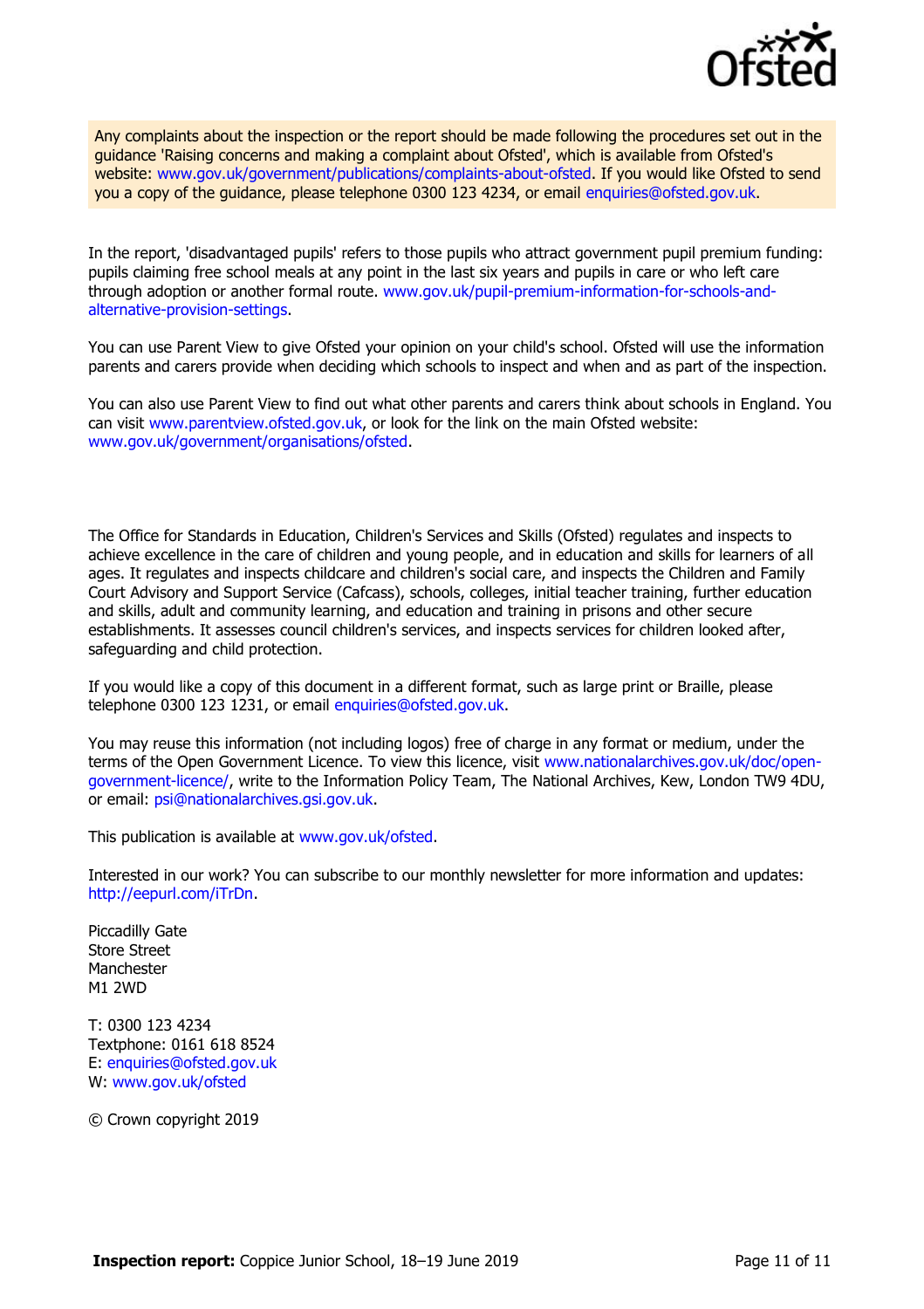Any complaints about the inspection or the report should be made following the procedures set out in the guidance 'Raising concerns and making a complaint about Ofsted', which is available from Ofsted's website: www.gov.uk/government/publications/complaints-about-ofsted. If you would like Ofsted to send you a copy of the guidance, please telephone 0300 123 4234, or email enquiries@ofsted.gov.uk.

In the report, 'disadvantaged pupils' refers to those pupils who attract government pupil premium funding: pupils claiming free school meals at any point in the last six years and pupils in care or who left care through adoption or another formal route. www.gov.uk/pupil-premium-information-for-schools-and-alternative-provision-settings.

You can use Parent View to give Ofsted your opinion on your child's school. Ofsted will use the information parents and carers provide when deciding which schools to inspect and when and as part of the inspection.

You can also use Parent View to find out what other parents and carers think about schools in England. You can visit www.parentview.ofsted.gov.uk, or look for the link on the main Ofsted website: www.gov.uk/government/organisations/ofsted.

The Office for Standards in Education, Children's Services and Skills (Ofsted) regulates and inspects to achieve excellence in the care of children and young people, and in education and skills for learners of all ages. It regulates and inspects childcare and children's social care, and inspects the Children and Family Court Advisory and Support Service (Cafcass), schools, colleges, initial teacher training, further education and skills, adult and community learning, and education and training in prisons and other secure establishments. It assesses council children's services, and inspects services for children looked after, safeguarding and child protection.

If you would like a copy of this document in a different format, such as large print or Braille, please telephone 0300 123 1231, or email enquiries@ofsted.gov.uk.

You may reuse this information (not including logos) free of charge in any format or medium, under the terms of the Open Government Licence. To view this licence, visit www.nationalarchives.gov.uk/doc/open-government-licence/, write to the Information Policy Team, The National Archives, Kew, London TW9 4DU, or email: psi@nationalarchives.gsi.gov.uk.

This publication is available at www.gov.uk/ofsted.

Interested in our work? You can subscribe to our monthly newsletter for more information and updates: http://eepurl.com/iTrDn.

Piccadilly Gate
Store Street
Manchester
M1 2WD

T: 0300 123 4234
Textphone: 0161 618 8524
E: enquiries@ofsted.gov.uk
W: www.gov.uk/ofsted

© Crown copyright 2019